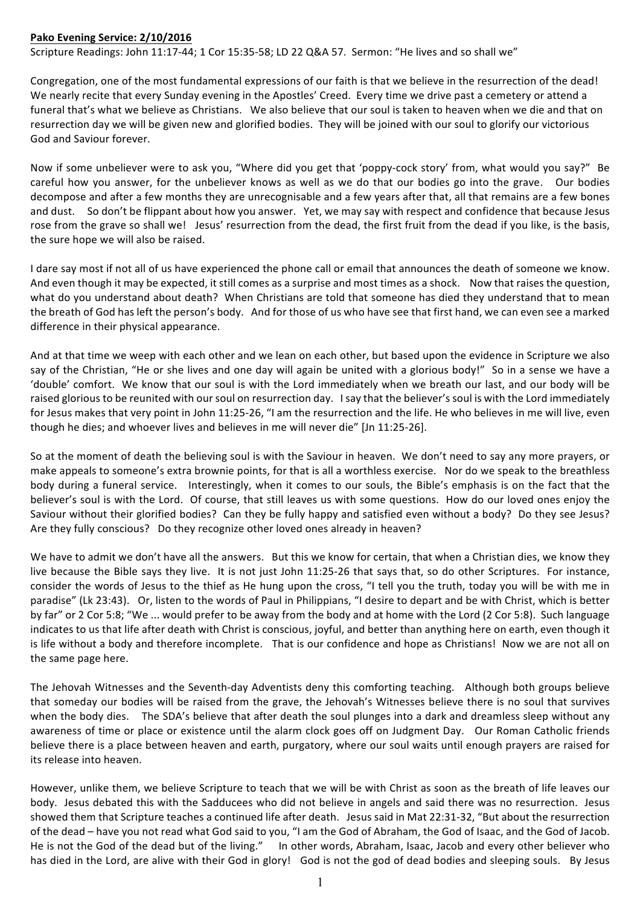**Pako Evening Service: 2/10/2016**

Scripture Readings: John 11:17-44; 1 Cor 15:35-58; LD 22 Q&A 57. Sermon: "He lives and so shall we"

Congregation, one of the most fundamental expressions of our faith is that we believe in the resurrection of the dead! We nearly recite that every Sunday evening in the Apostles' Creed. Every time we drive past a cemetery or attend a funeral that's what we believe as Christians. We also believe that our soul is taken to heaven when we die and that on resurrection day we will be given new and glorified bodies. They will be joined with our soul to glorify our victorious God and Saviour forever.

Now if some unbeliever were to ask you, "Where did you get that 'poppy-cock story' from, what would you say?" Be careful how you answer, for the unbeliever knows as well as we do that our bodies go into the grave. Our bodies decompose and after a few months they are unrecognisable and a few years after that, all that remains are a few bones and dust. So don't be flippant about how you answer. Yet, we may say with respect and confidence that because Jesus rose from the grave so shall we! Jesus' resurrection from the dead, the first fruit from the dead if you like, is the basis, the sure hope we will also be raised.

I dare say most if not all of us have experienced the phone call or email that announces the death of someone we know. And even though it may be expected, it still comes as a surprise and most times as a shock. Now that raises the question, what do you understand about death? When Christians are told that someone has died they understand that to mean the breath of God has left the person's body. And for those of us who have see that first hand, we can even see a marked difference in their physical appearance.

And at that time we weep with each other and we lean on each other, but based upon the evidence in Scripture we also say of the Christian, "He or she lives and one day will again be united with a glorious body!" So in a sense we have a 'double' comfort. We know that our soul is with the Lord immediately when we breath our last, and our body will be raised glorious to be reunited with our soul on resurrection day. I say that the believer's soul is with the Lord immediately for Jesus makes that very point in John 11:25-26, "I am the resurrection and the life. He who believes in me will live, even though he dies; and whoever lives and believes in me will never die" [Jn 11:25-26].

So at the moment of death the believing soul is with the Saviour in heaven. We don't need to say any more prayers, or make appeals to someone's extra brownie points, for that is all a worthless exercise. Nor do we speak to the breathless body during a funeral service. Interestingly, when it comes to our souls, the Bible's emphasis is on the fact that the believer's soul is with the Lord. Of course, that still leaves us with some questions. How do our loved ones enjoy the Saviour without their glorified bodies? Can they be fully happy and satisfied even without a body? Do they see Jesus? Are they fully conscious? Do they recognize other loved ones already in heaven?

We have to admit we don't have all the answers. But this we know for certain, that when a Christian dies, we know they live because the Bible says they live. It is not just John 11:25-26 that says that, so do other Scriptures. For instance, consider the words of Jesus to the thief as He hung upon the cross, "I tell you the truth, today you will be with me in paradise" (Lk 23:43). Or, listen to the words of Paul in Philippians, "I desire to depart and be with Christ, which is better by far" or 2 Cor 5:8; "We ... would prefer to be away from the body and at home with the Lord (2 Cor 5:8). Such language indicates to us that life after death with Christ is conscious, joyful, and better than anything here on earth, even though it is life without a body and therefore incomplete. That is our confidence and hope as Christians! Now we are not all on the same page here.

The Jehovah Witnesses and the Seventh-day Adventists deny this comforting teaching. Although both groups believe that someday our bodies will be raised from the grave, the Jehovah's Witnesses believe there is no soul that survives when the body dies. The SDA's believe that after death the soul plunges into a dark and dreamless sleep without any awareness of time or place or existence until the alarm clock goes off on Judgment Day. Our Roman Catholic friends believe there is a place between heaven and earth, purgatory, where our soul waits until enough prayers are raised for its release into heaven.

However, unlike them, we believe Scripture to teach that we will be with Christ as soon as the breath of life leaves our body. Jesus debated this with the Sadducees who did not believe in angels and said there was no resurrection. Jesus showed them that Scripture teaches a continued life after death. Jesus said in Mat 22:31-32, "But about the resurrection of the dead – have you not read what God said to you, "I am the God of Abraham, the God of Isaac, and the God of Jacob. He is not the God of the dead but of the living." In other words, Abraham, Isaac, Jacob and every other believer who has died in the Lord, are alive with their God in glory! God is not the god of dead bodies and sleeping souls. By Jesus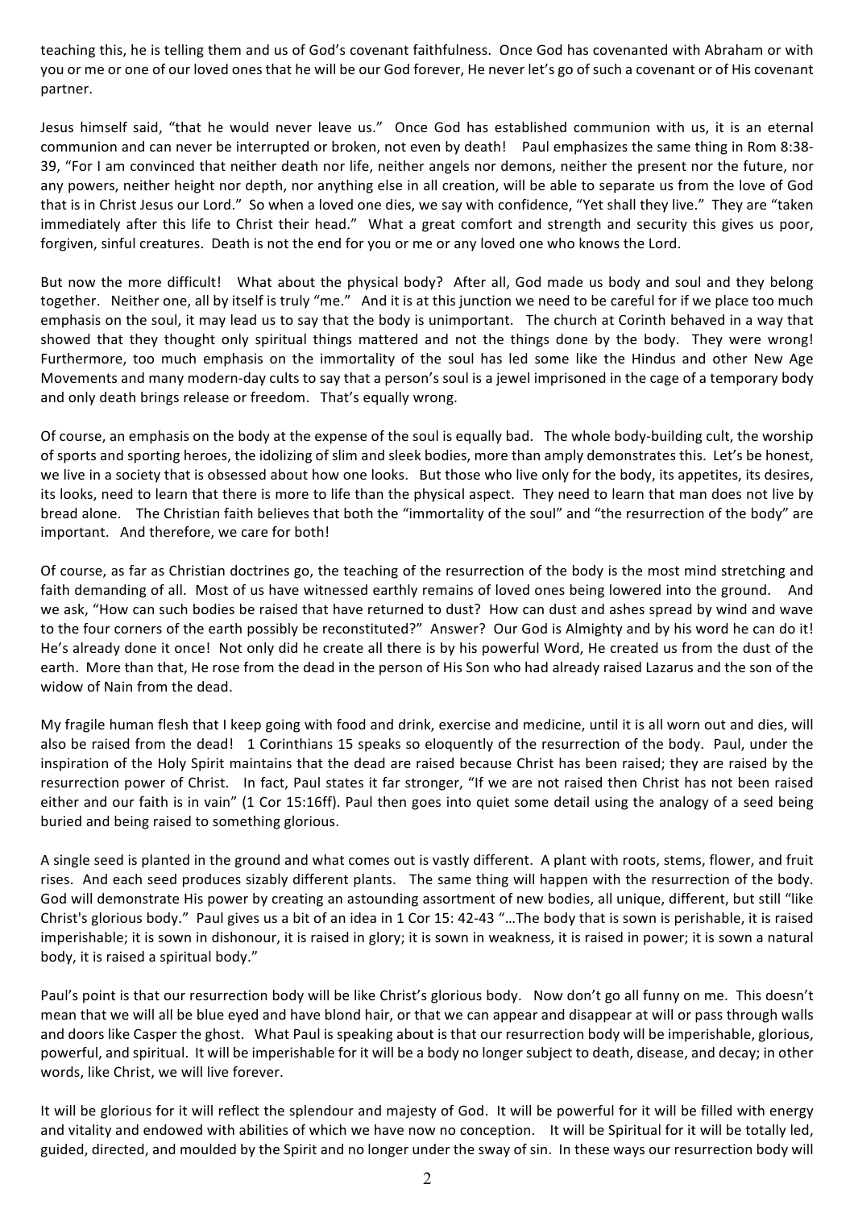teaching this, he is telling them and us of God's covenant faithfulness. Once God has covenanted with Abraham or with you or me or one of our loved ones that he will be our God forever, He never let's go of such a covenant or of His covenant partner.

Jesus himself said, "that he would never leave us." Once God has established communion with us, it is an eternal communion and can never be interrupted or broken, not even by death! Paul emphasizes the same thing in Rom 8:38-39, "For I am convinced that neither death nor life, neither angels nor demons, neither the present nor the future, nor any powers, neither height nor depth, nor anything else in all creation, will be able to separate us from the love of God that is in Christ Jesus our Lord." So when a loved one dies, we say with confidence, "Yet shall they live." They are "taken immediately after this life to Christ their head." What a great comfort and strength and security this gives us poor, forgiven, sinful creatures. Death is not the end for you or me or any loved one who knows the Lord.

But now the more difficult! What about the physical body? After all, God made us body and soul and they belong together. Neither one, all by itself is truly "me." And it is at this junction we need to be careful for if we place too much emphasis on the soul, it may lead us to say that the body is unimportant. The church at Corinth behaved in a way that showed that they thought only spiritual things mattered and not the things done by the body. They were wrong! Furthermore, too much emphasis on the immortality of the soul has led some like the Hindus and other New Age Movements and many modern-day cults to say that a person's soul is a jewel imprisoned in the cage of a temporary body and only death brings release or freedom. That's equally wrong.

Of course, an emphasis on the body at the expense of the soul is equally bad. The whole body-building cult, the worship of sports and sporting heroes, the idolizing of slim and sleek bodies, more than amply demonstrates this. Let's be honest, we live in a society that is obsessed about how one looks. But those who live only for the body, its appetites, its desires, its looks, need to learn that there is more to life than the physical aspect. They need to learn that man does not live by bread alone. The Christian faith believes that both the "immortality of the soul" and "the resurrection of the body" are important. And therefore, we care for both!

Of course, as far as Christian doctrines go, the teaching of the resurrection of the body is the most mind stretching and faith demanding of all. Most of us have witnessed earthly remains of loved ones being lowered into the ground. And we ask, "How can such bodies be raised that have returned to dust? How can dust and ashes spread by wind and wave to the four corners of the earth possibly be reconstituted?" Answer? Our God is Almighty and by his word he can do it! He's already done it once! Not only did he create all there is by his powerful Word, He created us from the dust of the earth. More than that, He rose from the dead in the person of His Son who had already raised Lazarus and the son of the widow of Nain from the dead.

My fragile human flesh that I keep going with food and drink, exercise and medicine, until it is all worn out and dies, will also be raised from the dead! 1 Corinthians 15 speaks so eloquently of the resurrection of the body. Paul, under the inspiration of the Holy Spirit maintains that the dead are raised because Christ has been raised; they are raised by the resurrection power of Christ. In fact, Paul states it far stronger, "If we are not raised then Christ has not been raised either and our faith is in vain" (1 Cor 15:16ff). Paul then goes into quiet some detail using the analogy of a seed being buried and being raised to something glorious.

A single seed is planted in the ground and what comes out is vastly different. A plant with roots, stems, flower, and fruit rises. And each seed produces sizably different plants. The same thing will happen with the resurrection of the body. God will demonstrate His power by creating an astounding assortment of new bodies, all unique, different, but still "like Christ's glorious body." Paul gives us a bit of an idea in 1 Cor 15: 42-43 "…The body that is sown is perishable, it is raised imperishable; it is sown in dishonour, it is raised in glory; it is sown in weakness, it is raised in power; it is sown a natural body, it is raised a spiritual body."

Paul's point is that our resurrection body will be like Christ's glorious body. Now don't go all funny on me. This doesn't mean that we will all be blue eyed and have blond hair, or that we can appear and disappear at will or pass through walls and doors like Casper the ghost. What Paul is speaking about is that our resurrection body will be imperishable, glorious, powerful, and spiritual. It will be imperishable for it will be a body no longer subject to death, disease, and decay; in other words, like Christ, we will live forever.

It will be glorious for it will reflect the splendour and majesty of God. It will be powerful for it will be filled with energy and vitality and endowed with abilities of which we have now no conception. It will be Spiritual for it will be totally led, guided, directed, and moulded by the Spirit and no longer under the sway of sin. In these ways our resurrection body will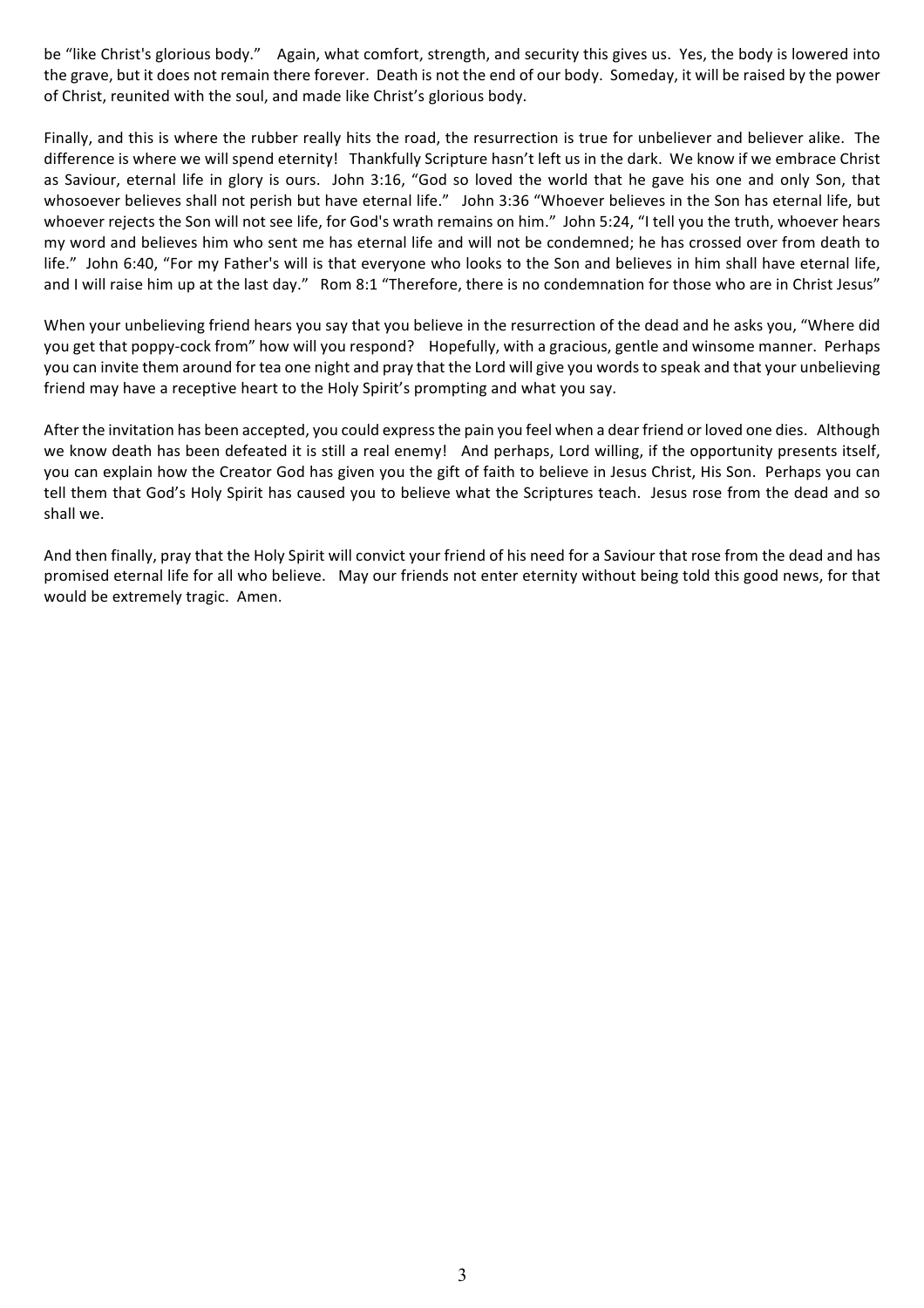be "like Christ's glorious body." Again, what comfort, strength, and security this gives us. Yes, the body is lowered into the grave, but it does not remain there forever. Death is not the end of our body. Someday, it will be raised by the power of Christ, reunited with the soul, and made like Christ's glorious body.

Finally, and this is where the rubber really hits the road, the resurrection is true for unbeliever and believer alike. The difference is where we will spend eternity! Thankfully Scripture hasn't left us in the dark. We know if we embrace Christ as Saviour, eternal life in glory is ours. John 3:16, "God so loved the world that he gave his one and only Son, that whosoever believes shall not perish but have eternal life." John 3:36 "Whoever believes in the Son has eternal life, but whoever rejects the Son will not see life, for God's wrath remains on him." John 5:24, "I tell you the truth, whoever hears my word and believes him who sent me has eternal life and will not be condemned; he has crossed over from death to life." John 6:40, "For my Father's will is that everyone who looks to the Son and believes in him shall have eternal life, and I will raise him up at the last day." Rom 8:1 "Therefore, there is no condemnation for those who are in Christ Jesus"

When your unbelieving friend hears you say that you believe in the resurrection of the dead and he asks you, "Where did you get that poppy-cock from" how will you respond? Hopefully, with a gracious, gentle and winsome manner. Perhaps you can invite them around for tea one night and pray that the Lord will give you words to speak and that your unbelieving friend may have a receptive heart to the Holy Spirit's prompting and what you say.

After the invitation has been accepted, you could express the pain you feel when a dear friend or loved one dies. Although we know death has been defeated it is still a real enemy! And perhaps, Lord willing, if the opportunity presents itself, you can explain how the Creator God has given you the gift of faith to believe in Jesus Christ, His Son. Perhaps you can tell them that God's Holy Spirit has caused you to believe what the Scriptures teach. Jesus rose from the dead and so shall we.

And then finally, pray that the Holy Spirit will convict your friend of his need for a Saviour that rose from the dead and has promised eternal life for all who believe. May our friends not enter eternity without being told this good news, for that would be extremely tragic. Amen.